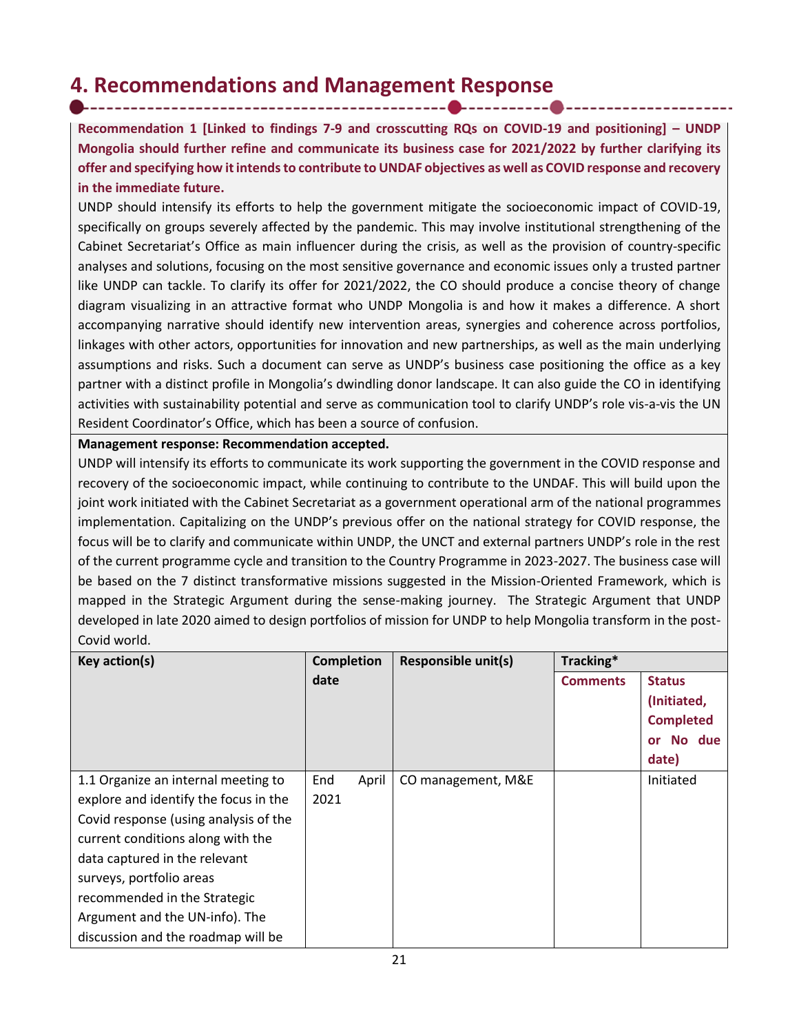# 4. Recommendations and Management Response

**Recommendation 1 [Linked to findings 7-9 and crosscutting RQs on COVID-19 and positioning] – UNDP Mongolia should further refine and communicate its business case for 2021/2022 by further clarifying its offer and specifying how it intends to contribute to UNDAF objectives as well as COVID response and recovery in the immediate future.**

UNDP should intensify its efforts to help the government mitigate the socioeconomic impact of COVID-19, specifically on groups severely affected by the pandemic. This may involve institutional strengthening of the Cabinet Secretariat's Office as main influencer during the crisis, as well as the provision of country-specific analyses and solutions, focusing on the most sensitive governance and economic issues only a trusted partner like UNDP can tackle. To clarify its offer for 2021/2022, the CO should produce a concise theory of change diagram visualizing in an attractive format who UNDP Mongolia is and how it makes a difference. A short accompanying narrative should identify new intervention areas, synergies and coherence across portfolios, linkages with other actors, opportunities for innovation and new partnerships, as well as the main underlying assumptions and risks. Such a document can serve as UNDP's business case positioning the office as a key partner with a distinct profile in Mongolia's dwindling donor landscape. It can also guide the CO in identifying activities with sustainability potential and serve as communication tool to clarify UNDP's role vis-a-vis the UN Resident Coordinator's Office, which has been a source of confusion.

**Management response: Recommendation accepted.**

UNDP will intensify its efforts to communicate its work supporting the government in the COVID response and recovery of the socioeconomic impact, while continuing to contribute to the UNDAF. This will build upon the joint work initiated with the Cabinet Secretariat as a government operational arm of the national programmes implementation. Capitalizing on the UNDP's previous offer on the national strategy for COVID response, the focus will be to clarify and communicate within UNDP, the UNCT and external partners UNDP's role in the rest of the current programme cycle and transition to the Country Programme in 2023-2027. The business case will be based on the 7 distinct transformative missions suggested in the Mission-Oriented Framework, which is mapped in the Strategic Argument during the sense-making journey. The Strategic Argument that UNDP developed in late 2020 aimed to design portfolios of mission for UNDP to help Mongolia transform in the post-Covid world.

| Key action(s) | Completion date | Responsible unit(s) | Tracking* | |
|---|---|---|---|---|
| | | | **Comments** | **Status (Initiated, Completed or No due date)** |
| 1.1 Organize an internal meeting to explore and identify the focus in the Covid response (using analysis of the current conditions along with the data captured in the relevant surveys, portfolio areas recommended in the Strategic Argument and the UN-info). The discussion and the roadmap will be | End April 2021 | CO management, M&E | | Initiated |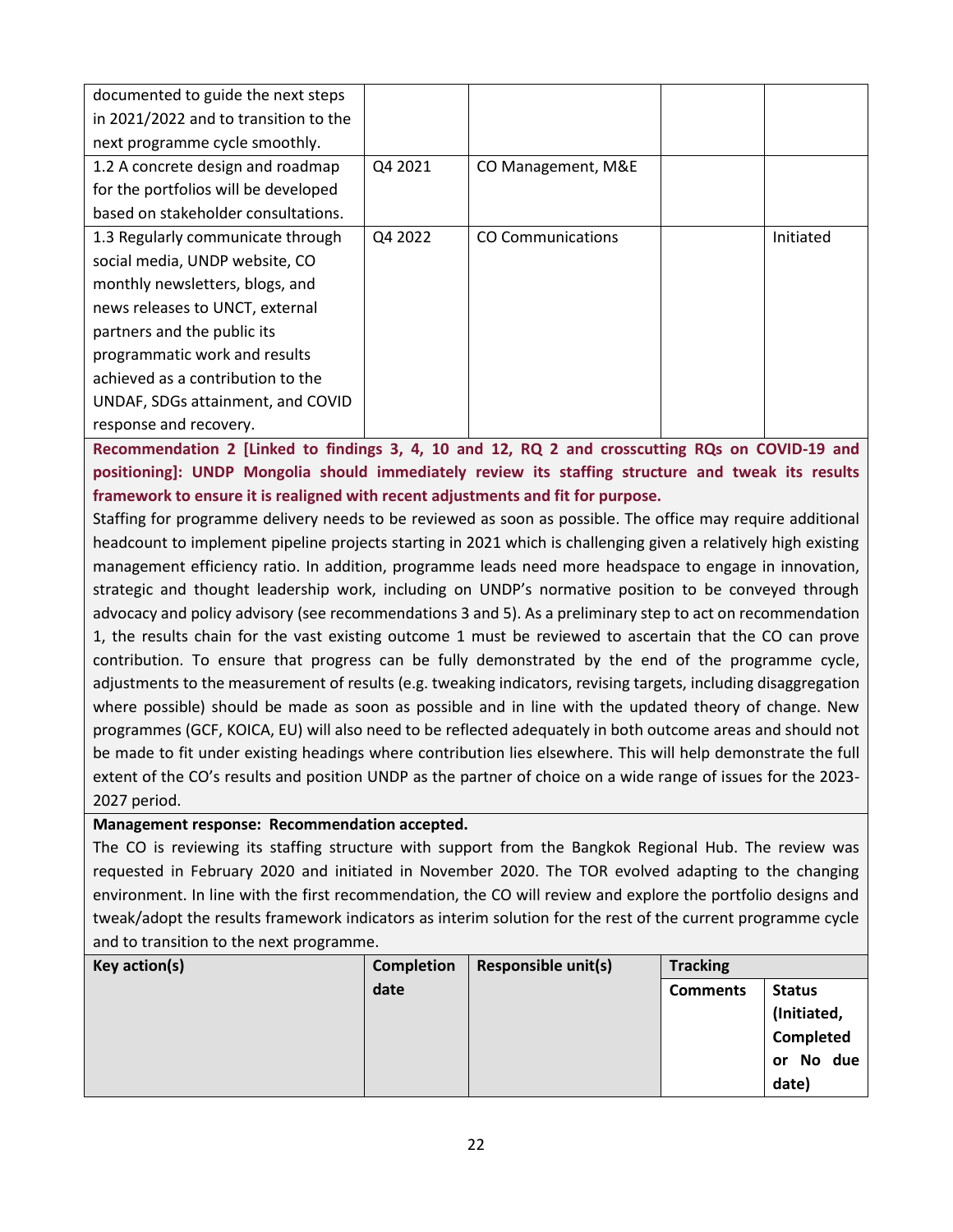| | | | | |
|---|---|---|---|---|
| documented to guide the next steps in 2021/2022 and to transition to the next programme cycle smoothly. | | | | |
| 1.2 A concrete design and roadmap for the portfolios will be developed based on stakeholder consultations. | Q4 2021 | CO Management, M&E | | |
| 1.3 Regularly communicate through social media, UNDP website, CO monthly newsletters, blogs, and news releases to UNCT, external partners and the public its programmatic work and results achieved as a contribution to the UNDAF, SDGs attainment, and COVID response and recovery. | Q4 2022 | CO Communications | | Initiated |

**Recommendation 2 [Linked to findings 3, 4, 10 and 12, RQ 2 and crosscutting RQs on COVID-19 and positioning]: UNDP Mongolia should immediately review its staffing structure and tweak its results framework to ensure it is realigned with recent adjustments and fit for purpose.**

Staffing for programme delivery needs to be reviewed as soon as possible. The office may require additional headcount to implement pipeline projects starting in 2021 which is challenging given a relatively high existing management efficiency ratio. In addition, programme leads need more headspace to engage in innovation, strategic and thought leadership work, including on UNDP's normative position to be conveyed through advocacy and policy advisory (see recommendations 3 and 5). As a preliminary step to act on recommendation 1, the results chain for the vast existing outcome 1 must be reviewed to ascertain that the CO can prove contribution. To ensure that progress can be fully demonstrated by the end of the programme cycle, adjustments to the measurement of results (e.g. tweaking indicators, revising targets, including disaggregation where possible) should be made as soon as possible and in line with the updated theory of change. New programmes (GCF, KOICA, EU) will also need to be reflected adequately in both outcome areas and should not be made to fit under existing headings where contribution lies elsewhere. This will help demonstrate the full extent of the CO's results and position UNDP as the partner of choice on a wide range of issues for the 2023-2027 period.

**Management response: Recommendation accepted.**

The CO is reviewing its staffing structure with support from the Bangkok Regional Hub. The review was requested in February 2020 and initiated in November 2020. The TOR evolved adapting to the changing environment. In line with the first recommendation, the CO will review and explore the portfolio designs and tweak/adopt the results framework indicators as interim solution for the rest of the current programme cycle and to transition to the next programme.

| Key action(s) | Completion date | Responsible unit(s) | Tracking | |
|---|---|---|---|---|
| | | | **Comments** | **Status (Initiated, Completed or No due date)** |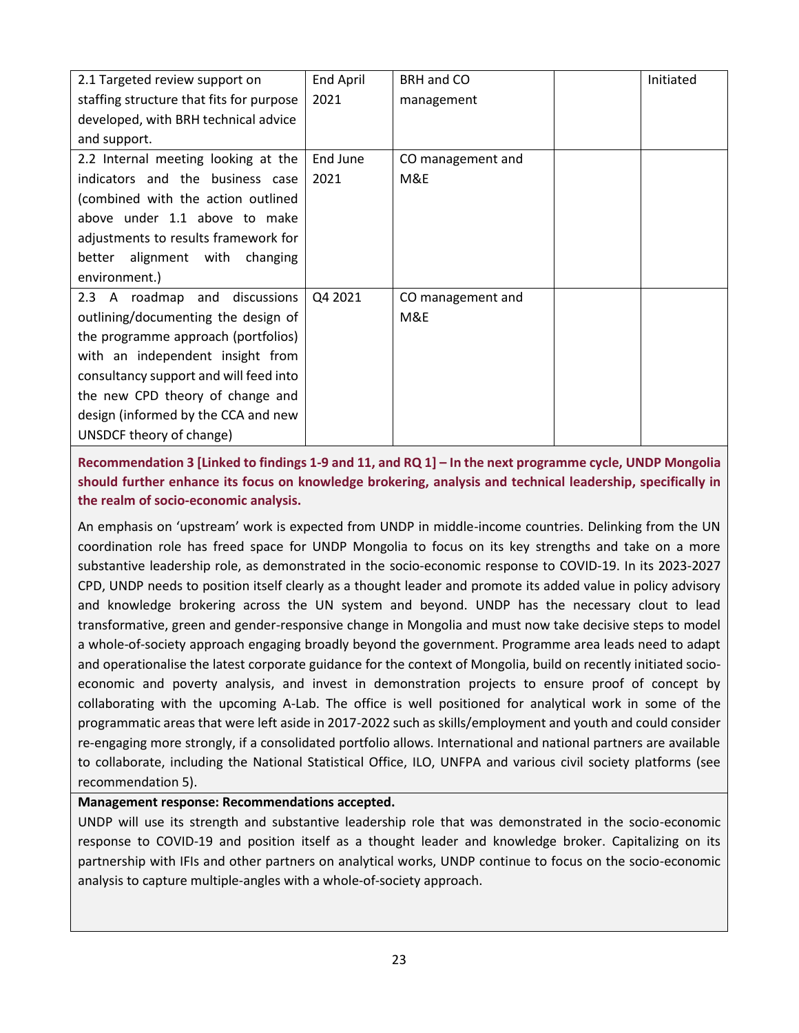| | | | | |
|---|---|---|---|---|
| 2.1 Targeted review support on staffing structure that fits for purpose developed, with BRH technical advice and support. | End April 2021 | BRH and CO management | | Initiated |
| 2.2 Internal meeting looking at the indicators and the business case (combined with the action outlined above under 1.1 above to make adjustments to results framework for better alignment with changing environment.) | End June 2021 | CO management and M&E | | |
| 2.3 A roadmap and discussions outlining/documenting the design of the programme approach (portfolios) with an independent insight from consultancy support and will feed into the new CPD theory of change and design (informed by the CCA and new UNSDCF theory of change) | Q4 2021 | CO management and M&E | | |

**Recommendation 3 [Linked to findings 1-9 and 11, and RQ 1] – In the next programme cycle, UNDP Mongolia should further enhance its focus on knowledge brokering, analysis and technical leadership, specifically in the realm of socio-economic analysis.**

An emphasis on 'upstream' work is expected from UNDP in middle-income countries. Delinking from the UN coordination role has freed space for UNDP Mongolia to focus on its key strengths and take on a more substantive leadership role, as demonstrated in the socio-economic response to COVID-19. In its 2023-2027 CPD, UNDP needs to position itself clearly as a thought leader and promote its added value in policy advisory and knowledge brokering across the UN system and beyond. UNDP has the necessary clout to lead transformative, green and gender-responsive change in Mongolia and must now take decisive steps to model a whole-of-society approach engaging broadly beyond the government. Programme area leads need to adapt and operationalise the latest corporate guidance for the context of Mongolia, build on recently initiated socio-economic and poverty analysis, and invest in demonstration projects to ensure proof of concept by collaborating with the upcoming A-Lab. The office is well positioned for analytical work in some of the programmatic areas that were left aside in 2017-2022 such as skills/employment and youth and could consider re-engaging more strongly, if a consolidated portfolio allows. International and national partners are available to collaborate, including the National Statistical Office, ILO, UNFPA and various civil society platforms (see recommendation 5).

**Management response: Recommendations accepted.**

UNDP will use its strength and substantive leadership role that was demonstrated in the socio-economic response to COVID-19 and position itself as a thought leader and knowledge broker. Capitalizing on its partnership with IFIs and other partners on analytical works, UNDP continue to focus on the socio-economic analysis to capture multiple-angles with a whole-of-society approach.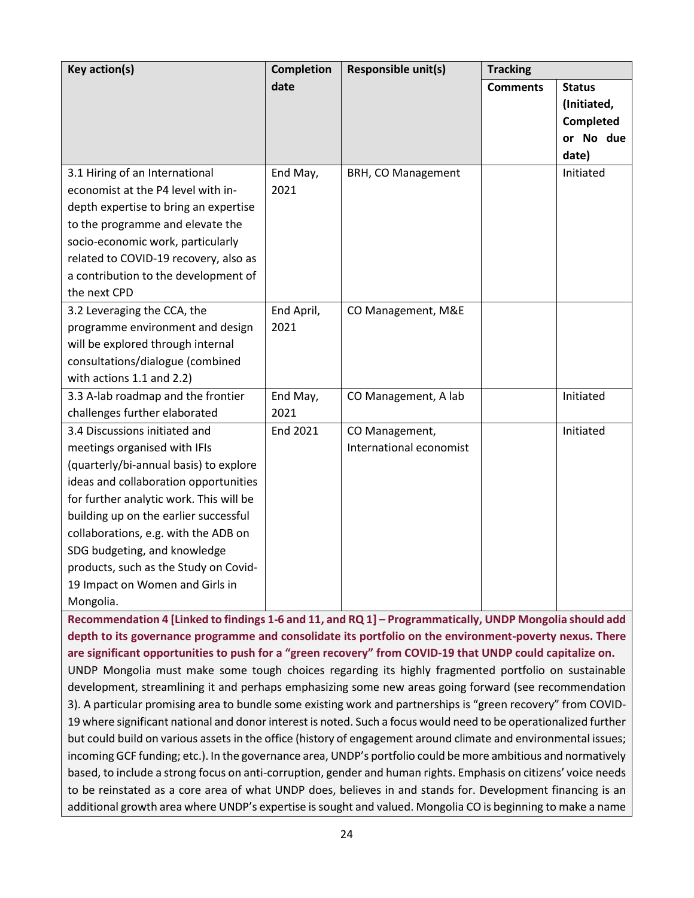| Key action(s) | Completion date | Responsible unit(s) | Tracking | |
|---|---|---|---|---|
| | | | Comments | Status (Initiated, Completed or No due date) |
| 3.1 Hiring of an International economist at the P4 level with in-depth expertise to bring an expertise to the programme and elevate the socio-economic work, particularly related to COVID-19 recovery, also as a contribution to the development of the next CPD | End May, 2021 | BRH, CO Management | | Initiated |
| 3.2 Leveraging the CCA, the programme environment and design will be explored through internal consultations/dialogue (combined with actions 1.1 and 2.2) | End April, 2021 | CO Management, M&E | | |
| 3.3 A-lab roadmap and the frontier challenges further elaborated | End May, 2021 | CO Management, A lab | | Initiated |
| 3.4 Discussions initiated and meetings organised with IFIs (quarterly/bi-annual basis) to explore ideas and collaboration opportunities for further analytic work. This will be building up on the earlier successful collaborations, e.g. with the ADB on SDG budgeting, and knowledge products, such as the Study on Covid-19 Impact on Women and Girls in Mongolia. | End 2021 | CO Management, International economist | | Initiated |

**Recommendation 4 [Linked to findings 1-6 and 11, and RQ 1] – Programmatically, UNDP Mongolia should add depth to its governance programme and consolidate its portfolio on the environment-poverty nexus. There are significant opportunities to push for a "green recovery" from COVID-19 that UNDP could capitalize on.**

UNDP Mongolia must make some tough choices regarding its highly fragmented portfolio on sustainable development, streamlining it and perhaps emphasizing some new areas going forward (see recommendation 3). A particular promising area to bundle some existing work and partnerships is "green recovery" from COVID-19 where significant national and donor interest is noted. Such a focus would need to be operationalized further but could build on various assets in the office (history of engagement around climate and environmental issues; incoming GCF funding; etc.). In the governance area, UNDP's portfolio could be more ambitious and normatively based, to include a strong focus on anti-corruption, gender and human rights. Emphasis on citizens' voice needs to be reinstated as a core area of what UNDP does, believes in and stands for. Development financing is an additional growth area where UNDP's expertise is sought and valued. Mongolia CO is beginning to make a name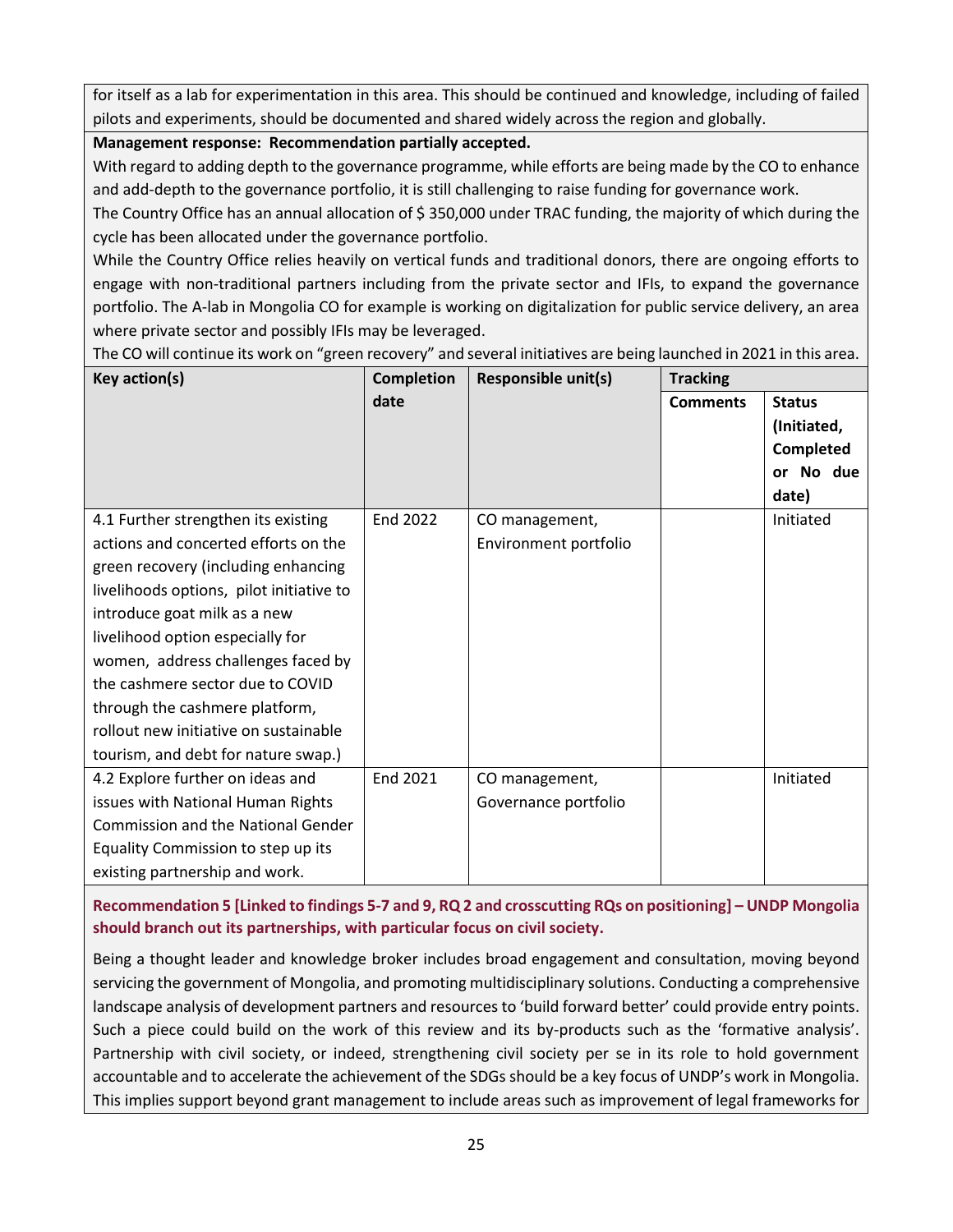for itself as a lab for experimentation in this area. This should be continued and knowledge, including of failed pilots and experiments, should be documented and shared widely across the region and globally.

**Management response: Recommendation partially accepted.**

With regard to adding depth to the governance programme, while efforts are being made by the CO to enhance and add-depth to the governance portfolio, it is still challenging to raise funding for governance work.

The Country Office has an annual allocation of $ 350,000 under TRAC funding, the majority of which during the cycle has been allocated under the governance portfolio.

While the Country Office relies heavily on vertical funds and traditional donors, there are ongoing efforts to engage with non-traditional partners including from the private sector and IFIs, to expand the governance portfolio. The A-lab in Mongolia CO for example is working on digitalization for public service delivery, an area where private sector and possibly IFIs may be leveraged.

The CO will continue its work on "green recovery" and several initiatives are being launched in 2021 in this area.

| Key action(s) | Completion date | Responsible unit(s) | Tracking | |
|---|---|---|---|---|
| | | | Comments | Status (Initiated, Completed or No due date) |
| 4.1 Further strengthen its existing actions and concerted efforts on the green recovery (including enhancing livelihoods options, pilot initiative to introduce goat milk as a new livelihood option especially for women, address challenges faced by the cashmere sector due to COVID through the cashmere platform, rollout new initiative on sustainable tourism, and debt for nature swap.) | End 2022 | CO management, Environment portfolio | | Initiated |
| 4.2 Explore further on ideas and issues with National Human Rights Commission and the National Gender Equality Commission to step up its existing partnership and work. | End 2021 | CO management, Governance portfolio | | Initiated |

**Recommendation 5 [Linked to findings 5-7 and 9, RQ 2 and crosscutting RQs on positioning] – UNDP Mongolia should branch out its partnerships, with particular focus on civil society.**

Being a thought leader and knowledge broker includes broad engagement and consultation, moving beyond servicing the government of Mongolia, and promoting multidisciplinary solutions. Conducting a comprehensive landscape analysis of development partners and resources to 'build forward better' could provide entry points. Such a piece could build on the work of this review and its by-products such as the 'formative analysis'. Partnership with civil society, or indeed, strengthening civil society per se in its role to hold government accountable and to accelerate the achievement of the SDGs should be a key focus of UNDP's work in Mongolia. This implies support beyond grant management to include areas such as improvement of legal frameworks for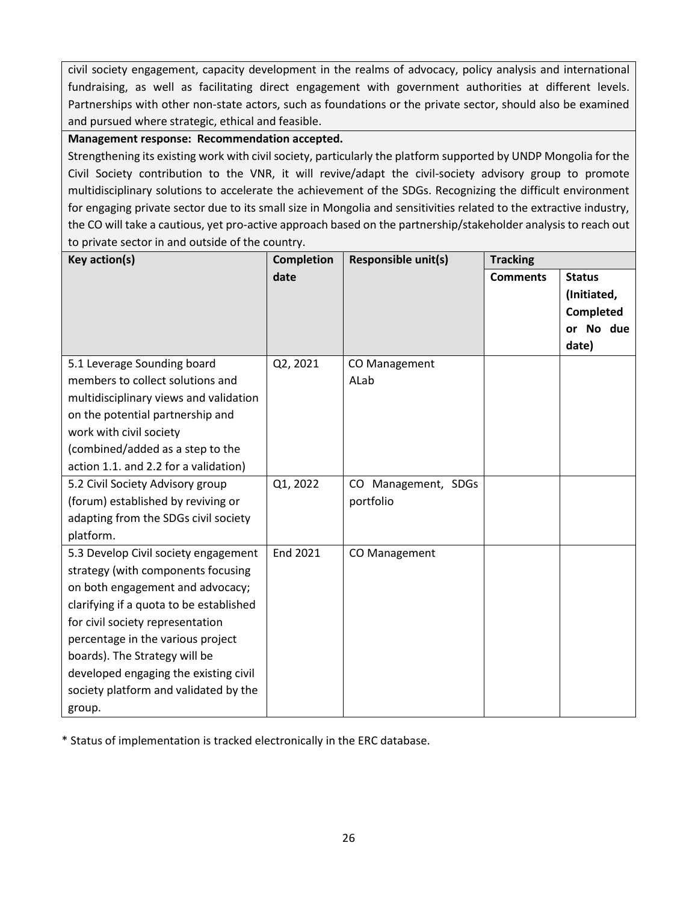civil society engagement, capacity development in the realms of advocacy, policy analysis and international fundraising, as well as facilitating direct engagement with government authorities at different levels. Partnerships with other non-state actors, such as foundations or the private sector, should also be examined and pursued where strategic, ethical and feasible.

**Management response: Recommendation accepted.**

Strengthening its existing work with civil society, particularly the platform supported by UNDP Mongolia for the Civil Society contribution to the VNR, it will revive/adapt the civil-society advisory group to promote multidisciplinary solutions to accelerate the achievement of the SDGs. Recognizing the difficult environment for engaging private sector due to its small size in Mongolia and sensitivities related to the extractive industry, the CO will take a cautious, yet pro-active approach based on the partnership/stakeholder analysis to reach out to private sector in and outside of the country.

| Key action(s) | Completion date | Responsible unit(s) | Tracking | |
|---|---|---|---|---|
| | | | Comments | Status (Initiated, Completed or No due date) |
| 5.1 Leverage Sounding board members to collect solutions and multidisciplinary views and validation on the potential partnership and work with civil society (combined/added as a step to the action 1.1. and 2.2 for a validation) | Q2, 2021 | CO Management ALab | | |
| 5.2 Civil Society Advisory group (forum) established by reviving or adapting from the SDGs civil society platform. | Q1, 2022 | CO Management, SDGs portfolio | | |
| 5.3 Develop Civil society engagement strategy (with components focusing on both engagement and advocacy; clarifying if a quota to be established for civil society representation percentage in the various project boards). The Strategy will be developed engaging the existing civil society platform and validated by the group. | End 2021 | CO Management | | |

* Status of implementation is tracked electronically in the ERC database.